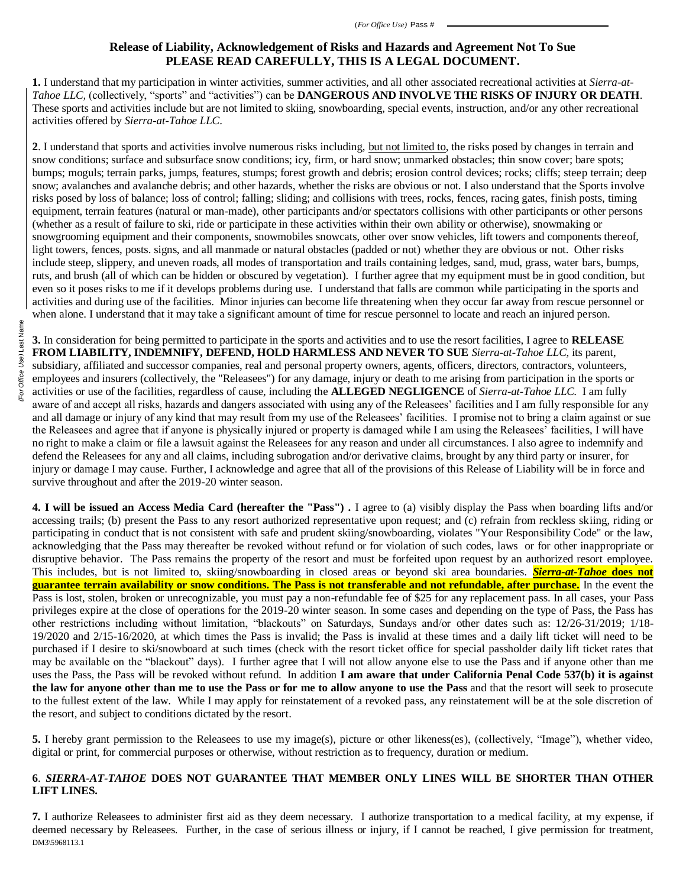(*For Office Use*) Pass # \_\_\_\_\_\_\_\_\_\_\_\_\_\_\_\_\_\_\_\_

(*For Office Use*) Last Name

# Release of Liability, Acknowledgement of Risks and Hazards and Agreement Not To Sue

## PLEASE READ CAREFULLY, THIS IS A LEGAL DOCUMENT.

**1.** I understand that my participation in winter activities, summer activities, and all other associated recreational activities at *Sierra-at-Tahoe LLC*, (collectively, "sports" and "activities") can be **DANGEROUS AND INVOLVE THE RISKS OF INJURY OR DEATH**. These sports and activities include but are not limited to skiing, snowboarding, special events, instruction, and/or any other recreational activities offered by *Sierra-at-Tahoe LLC*.

**2**. I understand that sports and activities involve numerous risks including, <u>but not limited to</u>, the risks posed by changes in terrain and snow conditions; surface and subsurface snow conditions; icy, firm, or hard snow; unmarked obstacles; thin snow cover; bare spots; bumps; moguls; terrain parks, jumps, features, stumps; forest growth and debris; erosion control devices; rocks; cliffs; steep terrain; deep snow; avalanches and avalanche debris; and other hazards, whether the risks are obvious or not. I also understand that the Sports involve risks posed by loss of balance; loss of control; falling; sliding; and collisions with trees, rocks, fences, racing gates, finish posts, timing equipment, terrain features (natural or man-made), other participants and/or spectators collisions with other participants or other persons (whether as a result of failure to ski, ride or participate in these activities within their own ability or otherwise), snowmaking or snowgrooming equipment and their components, snowmobiles snowcats, other over snow vehicles, lift towers and components thereof, light towers, fences, posts. signs, and all manmade or natural obstacles (padded or not) whether they are obvious or not. Other risks include steep, slippery, and uneven roads, all modes of transportation and trails containing ledges, sand, mud, grass, water bars, bumps, ruts, and brush (all of which can be hidden or obscured by vegetation). I further agree that my equipment must be in good condition, but even so it poses risks to me if it develops problems during use. I understand that falls are common while participating in the sports and activities and during use of the facilities. Minor injuries can become life threatening when they occur far away from rescue personnel or when alone. I understand that it may take a significant amount of time for rescue personnel to locate and reach an injured person.

**3.** In consideration for being permitted to participate in the sports and activities and to use the resort facilities, I agree to **RELEASE FROM LIABILITY, INDEMNIFY, DEFEND, HOLD HARMLESS AND NEVER TO SUE** *Sierra-at-Tahoe LLC*, its parent, subsidiary, affiliated and successor companies, real and personal property owners, agents, officers, directors, contractors, volunteers, employees and insurers (collectively, the "Releasees") for any damage, injury or death to me arising from participation in the sports or activities or use of the facilities, regardless of cause, including the **ALLEGED NEGLIGENCE** of *Sierra-at-Tahoe LLC.* I am fully aware of and accept all risks, hazards and dangers associated with using any of the Releasees' facilities and I am fully responsible for any and all damage or injury of any kind that may result from my use of the Releasees' facilities. I promise not to bring a claim against or sue the Releasees and agree that if anyone is physically injured or property is damaged while I am using the Releasees' facilities, I will have no right to make a claim or file a lawsuit against the Releasees for any reason and under all circumstances. I also agree to indemnify and defend the Releasees for any and all claims, including subrogation and/or derivative claims, brought by any third party or insurer, for injury or damage I may cause. Further, I acknowledge and agree that all of the provisions of this Release of Liability will be in force and survive throughout and after the 2019-20 winter season.

**4. I will be issued an Access Media Card (hereafter the "Pass") .** I agree to (a) visibly display the Pass when boarding lifts and/or accessing trails; (b) present the Pass to any resort authorized representative upon request; and (c) refrain from reckless skiing, riding or participating in conduct that is not consistent with safe and prudent skiing/snowboarding, violates "Your Responsibility Code" or the law, acknowledging that the Pass may thereafter be revoked without refund or for violation of such codes, laws or for other inappropriate or disruptive behavior. The Pass remains the property of the resort and must be forfeited upon request by an authorized resort employee. This includes, but is not limited to, skiing/snowboarding in closed areas or beyond ski area boundaries. ***<u>Sierra-at-Tahoe</u>* <u>does not guarantee terrain availability or snow conditions. The Pass is not transferable and not refundable, after purchase.</u>** In the event the Pass is lost, stolen, broken or unrecognizable, you must pay a non-refundable fee of $25 for any replacement pass. In all cases, your Pass privileges expire at the close of operations for the 2019-20 winter season. In some cases and depending on the type of Pass, the Pass has other restrictions including without limitation, "blackouts" on Saturdays, Sundays and/or other dates such as: 12/26-31/2019; 1/18-19/2020 and 2/15-16/2020, at which times the Pass is invalid; the Pass is invalid at these times and a daily lift ticket will need to be purchased if I desire to ski/snowboard at such times (check with the resort ticket office for special passholder daily lift ticket rates that may be available on the "blackout" days). I further agree that I will not allow anyone else to use the Pass and if anyone other than me uses the Pass, the Pass will be revoked without refund. In addition **I am aware that under California Penal Code 537(b) it is against the law for anyone other than me to use the Pass or for me to allow anyone to use the Pass** and that the resort will seek to prosecute to the fullest extent of the law. While I may apply for reinstatement of a revoked pass, any reinstatement will be at the sole discretion of the resort, and subject to conditions dictated by the resort.

**5.** I hereby grant permission to the Releasees to use my image(s), picture or other likeness(es), (collectively, "Image"), whether video, digital or print, for commercial purposes or otherwise, without restriction as to frequency, duration or medium.

**6**. ***SIERRA-AT-TAHOE*** **DOES NOT GUARANTEE THAT MEMBER ONLY LINES WILL BE SHORTER THAN OTHER LIFT LINES.**

**7.** I authorize Releasees to administer first aid as they deem necessary. I authorize transportation to a medical facility, at my expense, if deemed necessary by Releasees. Further, in the case of serious illness or injury, if I cannot be reached, I give permission for treatment,

DM3\5968113.1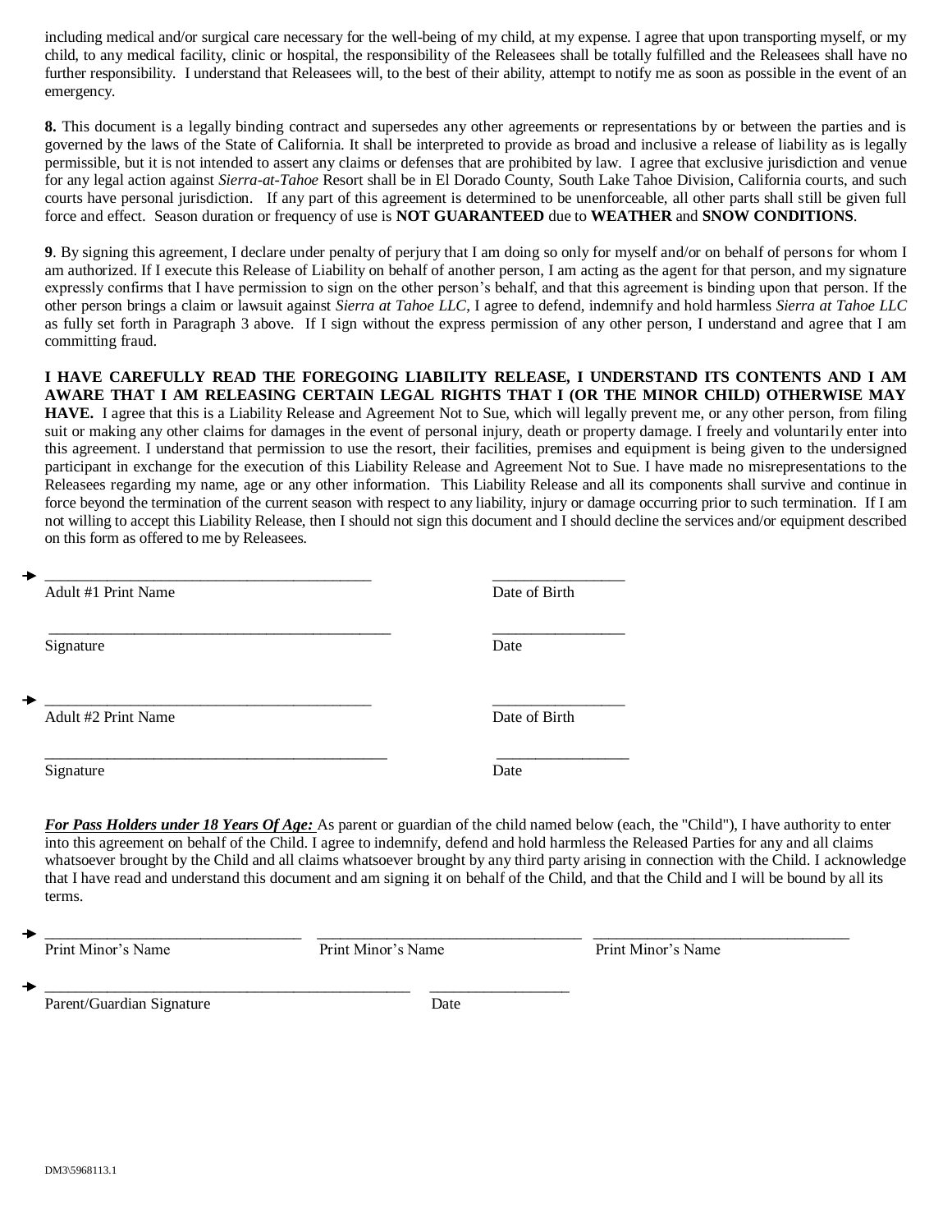including medical and/or surgical care necessary for the well-being of my child, at my expense. I agree that upon transporting myself, or my child, to any medical facility, clinic or hospital, the responsibility of the Releasees shall be totally fulfilled and the Releasees shall have no further responsibility. I understand that Releasees will, to the best of their ability, attempt to notify me as soon as possible in the event of an emergency.

**8.** This document is a legally binding contract and supersedes any other agreements or representations by or between the parties and is governed by the laws of the State of California. It shall be interpreted to provide as broad and inclusive a release of liability as is legally permissible, but it is not intended to assert any claims or defenses that are prohibited by law. I agree that exclusive jurisdiction and venue for any legal action against *Sierra-at-Tahoe* Resort shall be in El Dorado County, South Lake Tahoe Division, California courts, and such courts have personal jurisdiction. If any part of this agreement is determined to be unenforceable, all other parts shall still be given full force and effect. Season duration or frequency of use is **NOT GUARANTEED** due to **WEATHER** and **SNOW CONDITIONS**.

**9**. By signing this agreement, I declare under penalty of perjury that I am doing so only for myself and/or on behalf of persons for whom I am authorized. If I execute this Release of Liability on behalf of another person, I am acting as the agent for that person, and my signature expressly confirms that I have permission to sign on the other person's behalf, and that this agreement is binding upon that person. If the other person brings a claim or lawsuit against *Sierra at Tahoe LLC*, I agree to defend, indemnify and hold harmless *Sierra at Tahoe LLC* as fully set forth in Paragraph 3 above. If I sign without the express permission of any other person, I understand and agree that I am committing fraud.

**I HAVE CAREFULLY READ THE FOREGOING LIABILITY RELEASE, I UNDERSTAND ITS CONTENTS AND I AM AWARE THAT I AM RELEASING CERTAIN LEGAL RIGHTS THAT I (OR THE MINOR CHILD) OTHERWISE MAY HAVE.** I agree that this is a Liability Release and Agreement Not to Sue, which will legally prevent me, or any other person, from filing suit or making any other claims for damages in the event of personal injury, death or property damage. I freely and voluntarily enter into this agreement. I understand that permission to use the resort, their facilities, premises and equipment is being given to the undersigned participant in exchange for the execution of this Liability Release and Agreement Not to Sue. I have made no misrepresentations to the Releasees regarding my name, age or any other information. This Liability Release and all its components shall survive and continue in force beyond the termination of the current season with respect to any liability, injury or damage occurring prior to such termination. If I am not willing to accept this Liability Release, then I should not sign this document and I should decline the services and/or equipment described on this form as offered to me by Releasees.

→ ___________________________________________ ________________
Adult #1 Print Name — Date of Birth

___________________________________________ ________________
Signature — Date

→ ___________________________________________ ________________
Adult #2 Print Name — Date of Birth

___________________________________________ ________________
Signature — Date

***For Pass Holders under 18 Years Of Age:*** As parent or guardian of the child named below (each, the "Child"), I have authority to enter into this agreement on behalf of the Child. I agree to indemnify, defend and hold harmless the Released Parties for any and all claims whatsoever brought by the Child and all claims whatsoever brought by any third party arising in connection with the Child. I acknowledge that I have read and understand this document and am signing it on behalf of the Child, and that the Child and I will be bound by all its terms.

→ ________________________________ ________________________________ ________________________________
Print Minor's Name — Print Minor's Name — Print Minor's Name

→ ______________________________________________ ________________
Parent/Guardian Signature — Date

DM3\5968113.1